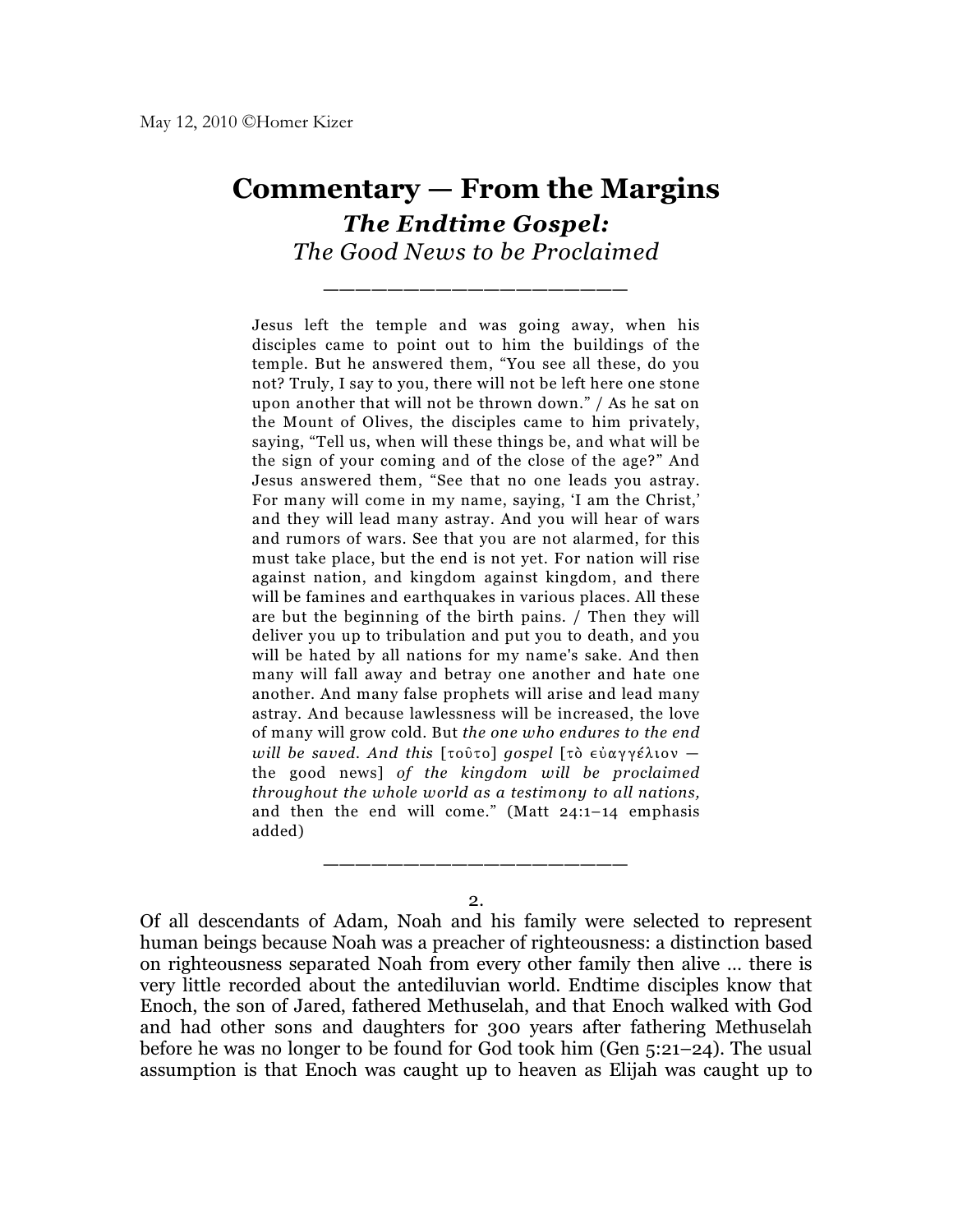May 12, 2010 ©Homer Kizer

# Commentary — From the Margins

## *The Endtime Gospel:*

### *The Good News to be Proclaimed*

———————————————

> Jesus left the temple and was going away, when his disciples came to point out to him the buildings of the temple. But he answered them, "You see all these, do you not? Truly, I say to you, there will not be left here one stone upon another that will not be thrown down." / As he sat on the Mount of Olives, the disciples came to him privately, saying, "Tell us, when will these things be, and what will be the sign of your coming and of the close of the age?" And Jesus answered them, "See that no one leads you astray. For many will come in my name, saying, 'I am the Christ,' and they will lead many astray. And you will hear of wars and rumors of wars. See that you are not alarmed, for this must take place, but the end is not yet. For nation will rise against nation, and kingdom against kingdom, and there will be famines and earthquakes in various places. All these are but the beginning of the birth pains. / Then they will deliver you up to tribulation and put you to death, and you will be hated by all nations for my name's sake. And then many will fall away and betray one another and hate one another. And many false prophets will arise and lead many astray. And because lawlessness will be increased, the love of many will grow cold. But *the one who endures to the end will be saved. And this* [τοῦτο] *gospel* [τὸ εὐαγγέλιον — the good news] *of the kingdom will be proclaimed throughout the whole world as a testimony to all nations,* and then the end will come." (Matt 24:1–14 emphasis added)

———————————————

2.

Of all descendants of Adam, Noah and his family were selected to represent human beings because Noah was a preacher of righteousness: a distinction based on righteousness separated Noah from every other family then alive … there is very little recorded about the antediluvian world. Endtime disciples know that Enoch, the son of Jared, fathered Methuselah, and that Enoch walked with God and had other sons and daughters for 300 years after fathering Methuselah before he was no longer to be found for God took him (Gen 5:21–24). The usual assumption is that Enoch was caught up to heaven as Elijah was caught up to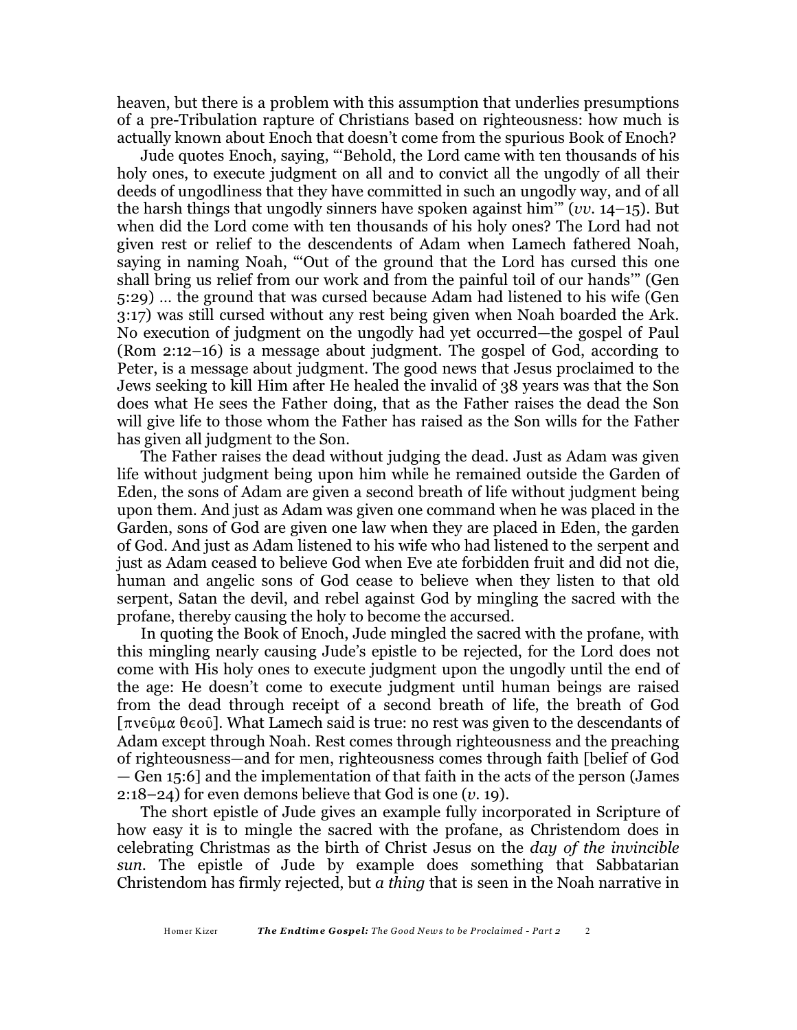heaven, but there is a problem with this assumption that underlies presumptions of a pre-Tribulation rapture of Christians based on righteousness: how much is actually known about Enoch that doesn't come from the spurious Book of Enoch?

Jude quotes Enoch, saying, "'Behold, the Lord came with ten thousands of his holy ones, to execute judgment on all and to convict all the ungodly of all their deeds of ungodliness that they have committed in such an ungodly way, and of all the harsh things that ungodly sinners have spoken against him'" (*vv.* 14–15). But when did the Lord come with ten thousands of his holy ones? The Lord had not given rest or relief to the descendents of Adam when Lamech fathered Noah, saying in naming Noah, "'Out of the ground that the Lord has cursed this one shall bring us relief from our work and from the painful toil of our hands'" (Gen 5:29) … the ground that was cursed because Adam had listened to his wife (Gen 3:17) was still cursed without any rest being given when Noah boarded the Ark. No execution of judgment on the ungodly had yet occurred—the gospel of Paul (Rom 2:12–16) is a message about judgment. The gospel of God, according to Peter, is a message about judgment. The good news that Jesus proclaimed to the Jews seeking to kill Him after He healed the invalid of 38 years was that the Son does what He sees the Father doing, that as the Father raises the dead the Son will give life to those whom the Father has raised as the Son wills for the Father has given all judgment to the Son.

The Father raises the dead without judging the dead. Just as Adam was given life without judgment being upon him while he remained outside the Garden of Eden, the sons of Adam are given a second breath of life without judgment being upon them. And just as Adam was given one command when he was placed in the Garden, sons of God are given one law when they are placed in Eden, the garden of God. And just as Adam listened to his wife who had listened to the serpent and just as Adam ceased to believe God when Eve ate forbidden fruit and did not die, human and angelic sons of God cease to believe when they listen to that old serpent, Satan the devil, and rebel against God by mingling the sacred with the profane, thereby causing the holy to become the accursed.

In quoting the Book of Enoch, Jude mingled the sacred with the profane, with this mingling nearly causing Jude's epistle to be rejected, for the Lord does not come with His holy ones to execute judgment upon the ungodly until the end of the age: He doesn't come to execute judgment until human beings are raised from the dead through receipt of a second breath of life, the breath of God [πνεῦμα θεοῦ]. What Lamech said is true: no rest was given to the descendants of Adam except through Noah. Rest comes through righteousness and the preaching of righteousness—and for men, righteousness comes through faith [belief of God — Gen 15:6] and the implementation of that faith in the acts of the person (James 2:18–24) for even demons believe that God is one (*v.* 19).

The short epistle of Jude gives an example fully incorporated in Scripture of how easy it is to mingle the sacred with the profane, as Christendom does in celebrating Christmas as the birth of Christ Jesus on the *day of the invincible sun*. The epistle of Jude by example does something that Sabbatarian Christendom has firmly rejected, but *a thing* that is seen in the Noah narrative in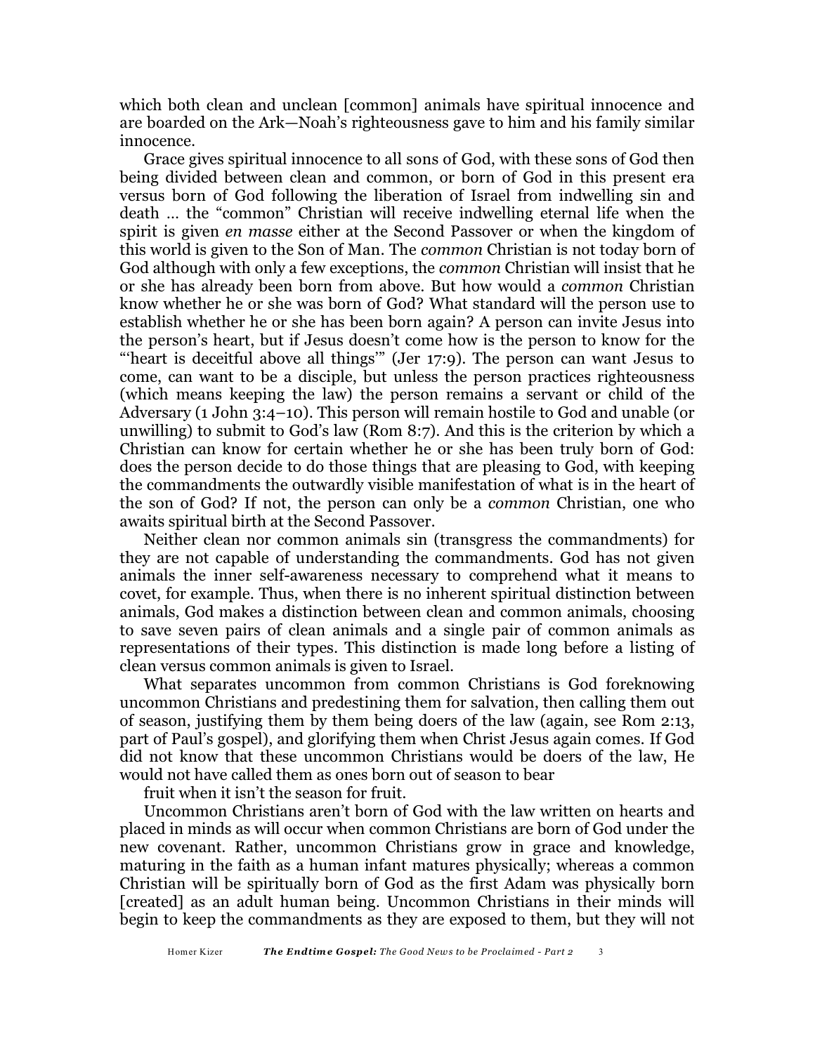which both clean and unclean [common] animals have spiritual innocence and are boarded on the Ark—Noah's righteousness gave to him and his family similar innocence.

Grace gives spiritual innocence to all sons of God, with these sons of God then being divided between clean and common, or born of God in this present era versus born of God following the liberation of Israel from indwelling sin and death … the "common" Christian will receive indwelling eternal life when the spirit is given *en masse* either at the Second Passover or when the kingdom of this world is given to the Son of Man. The *common* Christian is not today born of God although with only a few exceptions, the *common* Christian will insist that he or she has already been born from above. But how would a *common* Christian know whether he or she was born of God? What standard will the person use to establish whether he or she has been born again? A person can invite Jesus into the person's heart, but if Jesus doesn't come how is the person to know for the "'heart is deceitful above all things'" (Jer 17:9). The person can want Jesus to come, can want to be a disciple, but unless the person practices righteousness (which means keeping the law) the person remains a servant or child of the Adversary (1 John 3:4–10). This person will remain hostile to God and unable (or unwilling) to submit to God's law (Rom 8:7). And this is the criterion by which a Christian can know for certain whether he or she has been truly born of God: does the person decide to do those things that are pleasing to God, with keeping the commandments the outwardly visible manifestation of what is in the heart of the son of God? If not, the person can only be a *common* Christian, one who awaits spiritual birth at the Second Passover.

Neither clean nor common animals sin (transgress the commandments) for they are not capable of understanding the commandments. God has not given animals the inner self-awareness necessary to comprehend what it means to covet, for example. Thus, when there is no inherent spiritual distinction between animals, God makes a distinction between clean and common animals, choosing to save seven pairs of clean animals and a single pair of common animals as representations of their types. This distinction is made long before a listing of clean versus common animals is given to Israel.

What separates uncommon from common Christians is God foreknowing uncommon Christians and predestining them for salvation, then calling them out of season, justifying them by them being doers of the law (again, see Rom 2:13, part of Paul's gospel), and glorifying them when Christ Jesus again comes. If God did not know that these uncommon Christians would be doers of the law, He would not have called them as ones born out of season to bear

fruit when it isn't the season for fruit.

Uncommon Christians aren't born of God with the law written on hearts and placed in minds as will occur when common Christians are born of God under the new covenant. Rather, uncommon Christians grow in grace and knowledge, maturing in the faith as a human infant matures physically; whereas a common Christian will be spiritually born of God as the first Adam was physically born [created] as an adult human being. Uncommon Christians in their minds will begin to keep the commandments as they are exposed to them, but they will not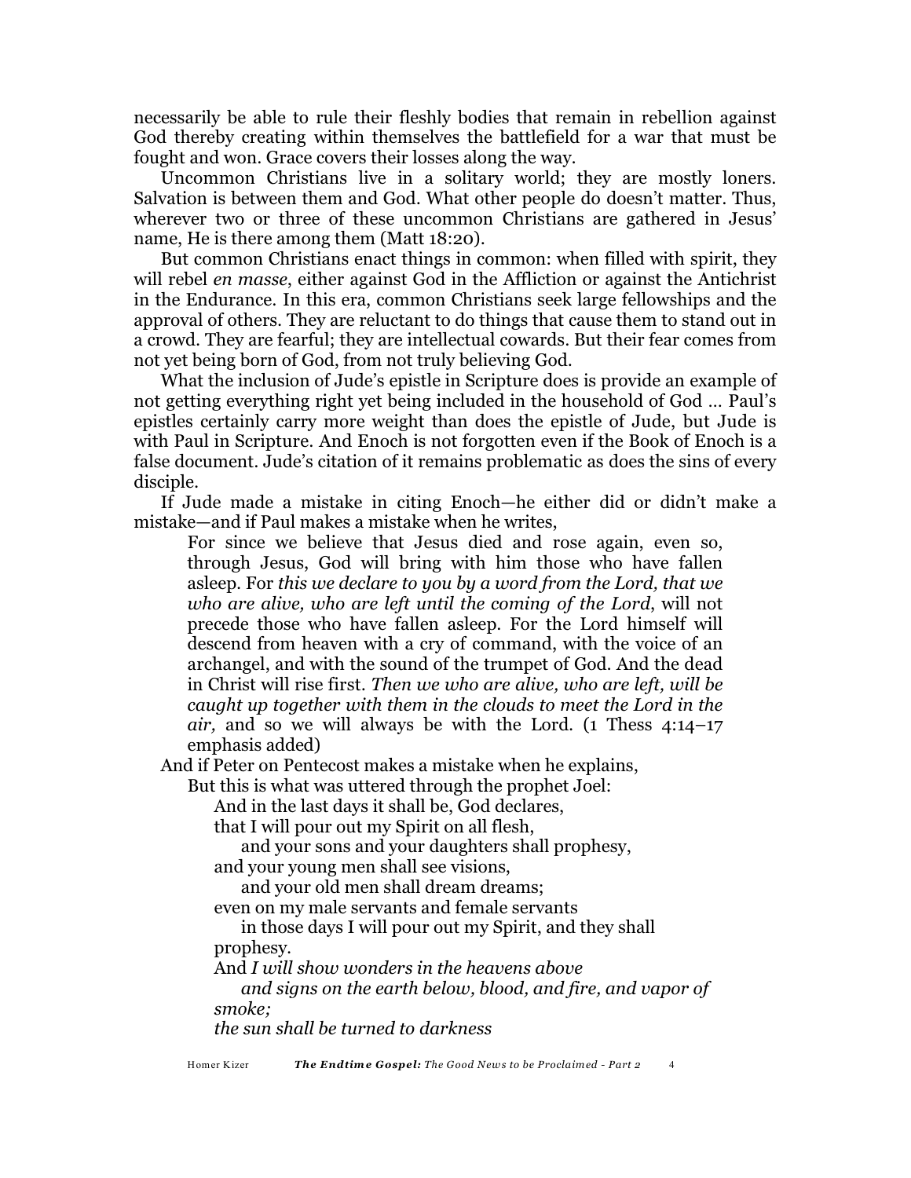necessarily be able to rule their fleshly bodies that remain in rebellion against God thereby creating within themselves the battlefield for a war that must be fought and won. Grace covers their losses along the way.

Uncommon Christians live in a solitary world; they are mostly loners. Salvation is between them and God. What other people do doesn't matter. Thus, wherever two or three of these uncommon Christians are gathered in Jesus' name, He is there among them (Matt 18:20).

But common Christians enact things in common: when filled with spirit, they will rebel *en masse*, either against God in the Affliction or against the Antichrist in the Endurance. In this era, common Christians seek large fellowships and the approval of others. They are reluctant to do things that cause them to stand out in a crowd. They are fearful; they are intellectual cowards. But their fear comes from not yet being born of God, from not truly believing God.

What the inclusion of Jude's epistle in Scripture does is provide an example of not getting everything right yet being included in the household of God … Paul's epistles certainly carry more weight than does the epistle of Jude, but Jude is with Paul in Scripture. And Enoch is not forgotten even if the Book of Enoch is a false document. Jude's citation of it remains problematic as does the sins of every disciple.

If Jude made a mistake in citing Enoch—he either did or didn't make a mistake—and if Paul makes a mistake when he writes,

> For since we believe that Jesus died and rose again, even so, through Jesus, God will bring with him those who have fallen asleep. For *this we declare to you by a word from the Lord, that we who are alive, who are left until the coming of the Lord*, will not precede those who have fallen asleep. For the Lord himself will descend from heaven with a cry of command, with the voice of an archangel, and with the sound of the trumpet of God. And the dead in Christ will rise first. *Then we who are alive, who are left, will be caught up together with them in the clouds to meet the Lord in the air,* and so we will always be with the Lord. (1 Thess 4:14–17 emphasis added)

And if Peter on Pentecost makes a mistake when he explains,

> But this is what was uttered through the prophet Joel:
>
> And in the last days it shall be, God declares,
> that I will pour out my Spirit on all flesh,
> and your sons and your daughters shall prophesy,
> and your young men shall see visions,
> and your old men shall dream dreams;
> even on my male servants and female servants
> in those days I will pour out my Spirit, and they shall prophesy.
> And *I will show wonders in the heavens above*
> *and signs on the earth below, blood, and fire, and vapor of smoke;*
> *the sun shall be turned to darkness*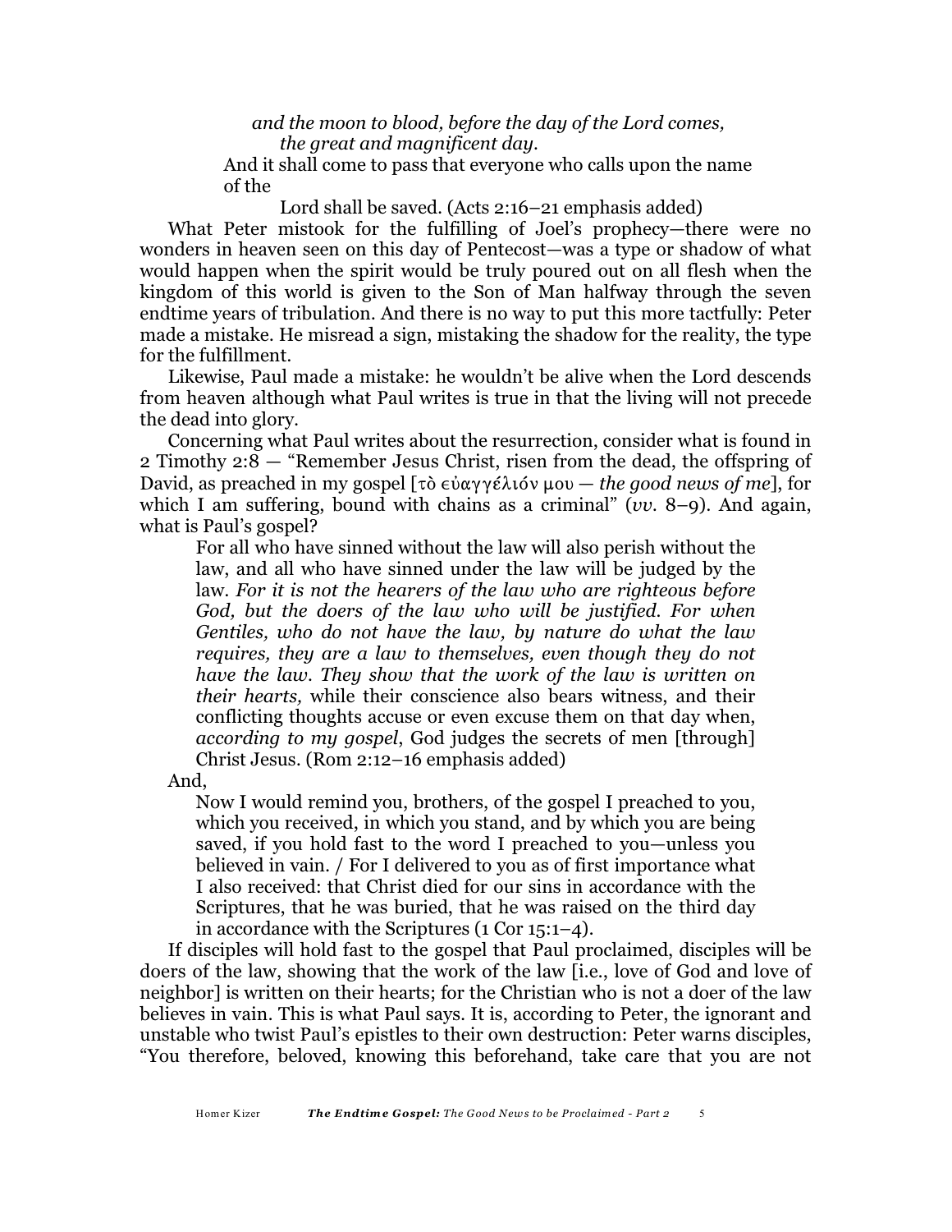*and the moon to blood, before the day of the Lord comes,*
*the great and magnificent day.*

And it shall come to pass that everyone who calls upon the name of the
Lord shall be saved. (Acts 2:16–21 emphasis added)

What Peter mistook for the fulfilling of Joel's prophecy—there were no wonders in heaven seen on this day of Pentecost—was a type or shadow of what would happen when the spirit would be truly poured out on all flesh when the kingdom of this world is given to the Son of Man halfway through the seven endtime years of tribulation. And there is no way to put this more tactfully: Peter made a mistake. He misread a sign, mistaking the shadow for the reality, the type for the fulfillment.

Likewise, Paul made a mistake: he wouldn't be alive when the Lord descends from heaven although what Paul writes is true in that the living will not precede the dead into glory.

Concerning what Paul writes about the resurrection, consider what is found in 2 Timothy 2:8 — "Remember Jesus Christ, risen from the dead, the offspring of David, as preached in my gospel [τὸ εὐαγγέλιόν μου — *the good news of me*], for which I am suffering, bound with chains as a criminal" (*vv.* 8–9). And again, what is Paul's gospel?

> For all who have sinned without the law will also perish without the law, and all who have sinned under the law will be judged by the law. *For it is not the hearers of the law who are righteous before God, but the doers of the law who will be justified. For when Gentiles, who do not have the law, by nature do what the law requires, they are a law to themselves, even though they do not have the law. They show that the work of the law is written on their hearts,* while their conscience also bears witness, and their conflicting thoughts accuse or even excuse them on that day when, *according to my gospel*, God judges the secrets of men [through] Christ Jesus. (Rom 2:12–16 emphasis added)

And,

> Now I would remind you, brothers, of the gospel I preached to you, which you received, in which you stand, and by which you are being saved, if you hold fast to the word I preached to you—unless you believed in vain. / For I delivered to you as of first importance what I also received: that Christ died for our sins in accordance with the Scriptures, that he was buried, that he was raised on the third day in accordance with the Scriptures (1 Cor 15:1–4).

If disciples will hold fast to the gospel that Paul proclaimed, disciples will be doers of the law, showing that the work of the law [i.e., love of God and love of neighbor] is written on their hearts; for the Christian who is not a doer of the law believes in vain. This is what Paul says. It is, according to Peter, the ignorant and unstable who twist Paul's epistles to their own destruction: Peter warns disciples, "You therefore, beloved, knowing this beforehand, take care that you are not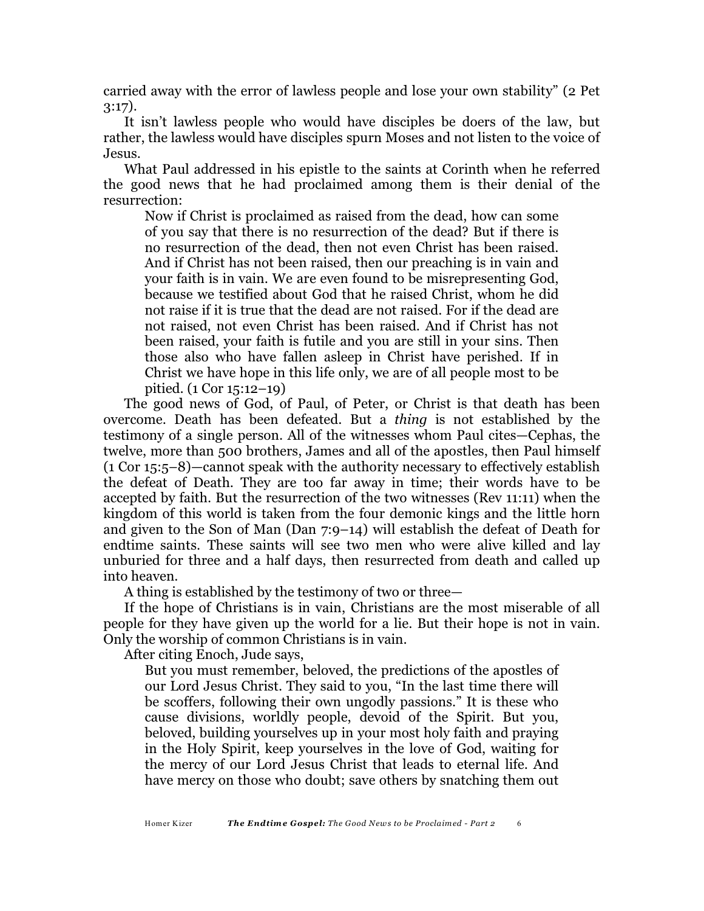carried away with the error of lawless people and lose your own stability" (2 Pet 3:17).

It isn't lawless people who would have disciples be doers of the law, but rather, the lawless would have disciples spurn Moses and not listen to the voice of Jesus.

What Paul addressed in his epistle to the saints at Corinth when he referred the good news that he had proclaimed among them is their denial of the resurrection:

> Now if Christ is proclaimed as raised from the dead, how can some of you say that there is no resurrection of the dead? But if there is no resurrection of the dead, then not even Christ has been raised. And if Christ has not been raised, then our preaching is in vain and your faith is in vain. We are even found to be misrepresenting God, because we testified about God that he raised Christ, whom he did not raise if it is true that the dead are not raised. For if the dead are not raised, not even Christ has been raised. And if Christ has not been raised, your faith is futile and you are still in your sins. Then those also who have fallen asleep in Christ have perished. If in Christ we have hope in this life only, we are of all people most to be pitied. (1 Cor 15:12–19)

The good news of God, of Paul, of Peter, or Christ is that death has been overcome. Death has been defeated. But a *thing* is not established by the testimony of a single person. All of the witnesses whom Paul cites—Cephas, the twelve, more than 500 brothers, James and all of the apostles, then Paul himself (1 Cor 15:5–8)—cannot speak with the authority necessary to effectively establish the defeat of Death. They are too far away in time; their words have to be accepted by faith. But the resurrection of the two witnesses (Rev 11:11) when the kingdom of this world is taken from the four demonic kings and the little horn and given to the Son of Man (Dan 7:9–14) will establish the defeat of Death for endtime saints. These saints will see two men who were alive killed and lay unburied for three and a half days, then resurrected from death and called up into heaven.

A thing is established by the testimony of two or three—

If the hope of Christians is in vain, Christians are the most miserable of all people for they have given up the world for a lie. But their hope is not in vain. Only the worship of common Christians is in vain.

After citing Enoch, Jude says,

> But you must remember, beloved, the predictions of the apostles of our Lord Jesus Christ. They said to you, "In the last time there will be scoffers, following their own ungodly passions." It is these who cause divisions, worldly people, devoid of the Spirit. But you, beloved, building yourselves up in your most holy faith and praying in the Holy Spirit, keep yourselves in the love of God, waiting for the mercy of our Lord Jesus Christ that leads to eternal life. And have mercy on those who doubt; save others by snatching them out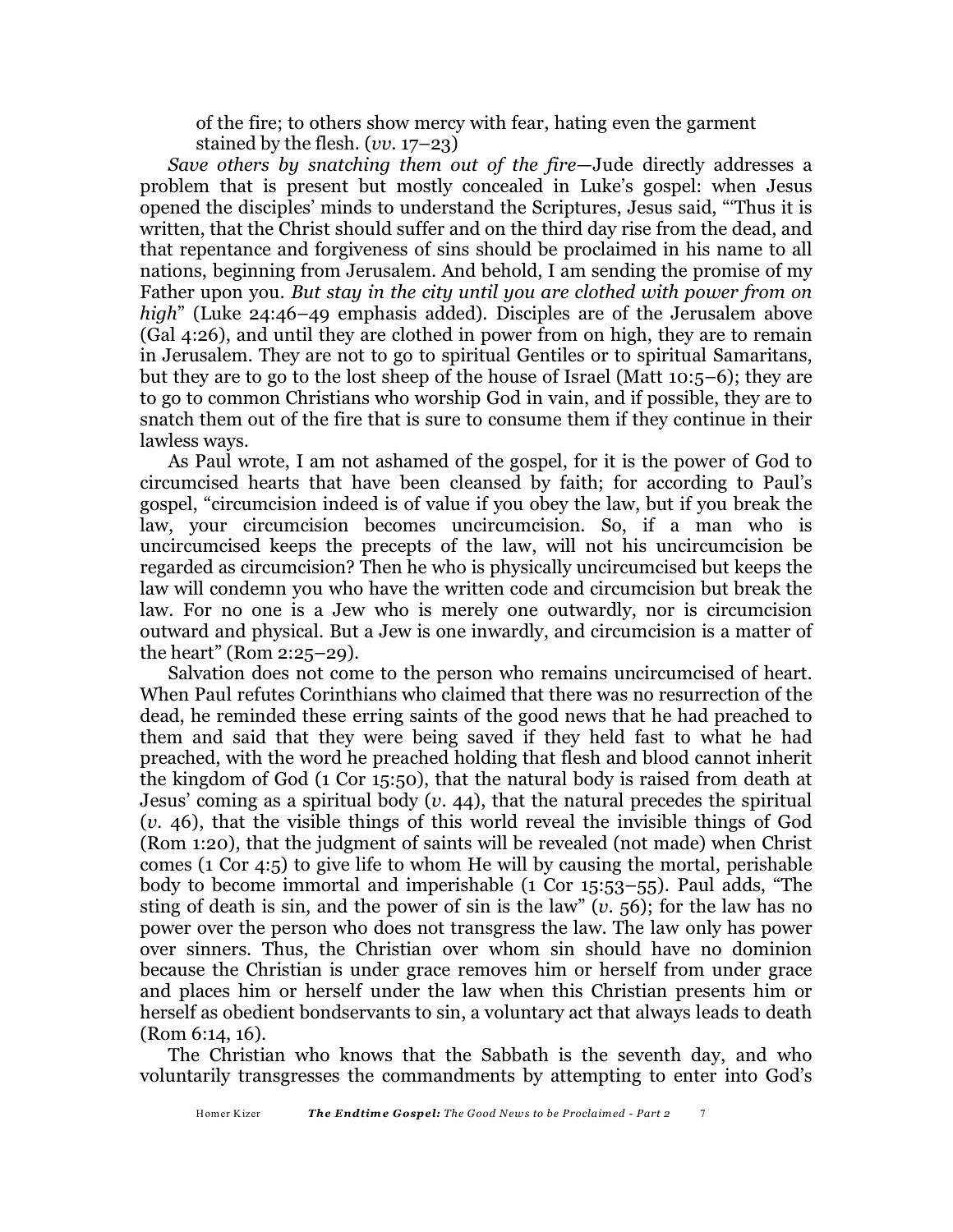of the fire; to others show mercy with fear, hating even the garment stained by the flesh. (*vv.* 17–23)

*Save others by snatching them out of the fire*—Jude directly addresses a problem that is present but mostly concealed in Luke's gospel: when Jesus opened the disciples' minds to understand the Scriptures, Jesus said, "'Thus it is written, that the Christ should suffer and on the third day rise from the dead, and that repentance and forgiveness of sins should be proclaimed in his name to all nations, beginning from Jerusalem. And behold, I am sending the promise of my Father upon you. *But stay in the city until you are clothed with power from on high*" (Luke 24:46–49 emphasis added). Disciples are of the Jerusalem above (Gal 4:26), and until they are clothed in power from on high, they are to remain in Jerusalem. They are not to go to spiritual Gentiles or to spiritual Samaritans, but they are to go to the lost sheep of the house of Israel (Matt 10:5–6); they are to go to common Christians who worship God in vain, and if possible, they are to snatch them out of the fire that is sure to consume them if they continue in their lawless ways.

As Paul wrote, I am not ashamed of the gospel, for it is the power of God to circumcised hearts that have been cleansed by faith; for according to Paul's gospel, "circumcision indeed is of value if you obey the law, but if you break the law, your circumcision becomes uncircumcision. So, if a man who is uncircumcised keeps the precepts of the law, will not his uncircumcision be regarded as circumcision? Then he who is physically uncircumcised but keeps the law will condemn you who have the written code and circumcision but break the law. For no one is a Jew who is merely one outwardly, nor is circumcision outward and physical. But a Jew is one inwardly, and circumcision is a matter of the heart" (Rom 2:25–29).

Salvation does not come to the person who remains uncircumcised of heart. When Paul refutes Corinthians who claimed that there was no resurrection of the dead, he reminded these erring saints of the good news that he had preached to them and said that they were being saved if they held fast to what he had preached, with the word he preached holding that flesh and blood cannot inherit the kingdom of God (1 Cor 15:50), that the natural body is raised from death at Jesus' coming as a spiritual body (*v.* 44), that the natural precedes the spiritual (*v.* 46), that the visible things of this world reveal the invisible things of God (Rom 1:20), that the judgment of saints will be revealed (not made) when Christ comes (1 Cor 4:5) to give life to whom He will by causing the mortal, perishable body to become immortal and imperishable (1 Cor 15:53–55). Paul adds, "The sting of death is sin, and the power of sin is the law" (*v.* 56); for the law has no power over the person who does not transgress the law. The law only has power over sinners. Thus, the Christian over whom sin should have no dominion because the Christian is under grace removes him or herself from under grace and places him or herself under the law when this Christian presents him or herself as obedient bondservants to sin, a voluntary act that always leads to death (Rom 6:14, 16).

The Christian who knows that the Sabbath is the seventh day, and who voluntarily transgresses the commandments by attempting to enter into God's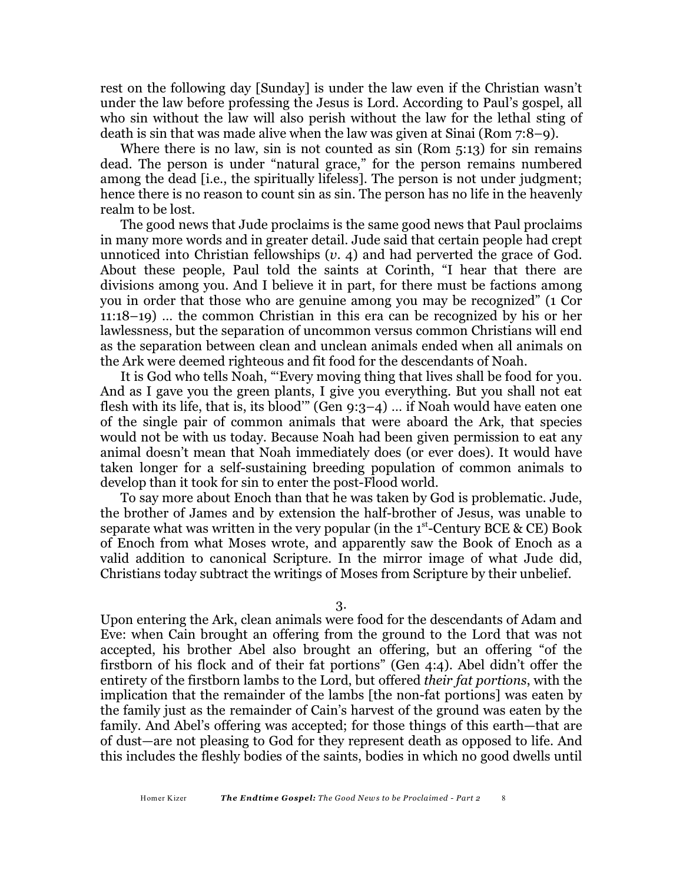rest on the following day [Sunday] is under the law even if the Christian wasn't under the law before professing the Jesus is Lord. According to Paul's gospel, all who sin without the law will also perish without the law for the lethal sting of death is sin that was made alive when the law was given at Sinai (Rom 7:8–9).

Where there is no law, sin is not counted as sin (Rom 5:13) for sin remains dead. The person is under "natural grace," for the person remains numbered among the dead [i.e., the spiritually lifeless]. The person is not under judgment; hence there is no reason to count sin as sin. The person has no life in the heavenly realm to be lost.

The good news that Jude proclaims is the same good news that Paul proclaims in many more words and in greater detail. Jude said that certain people had crept unnoticed into Christian fellowships (*v.* 4) and had perverted the grace of God. About these people, Paul told the saints at Corinth, "I hear that there are divisions among you. And I believe it in part, for there must be factions among you in order that those who are genuine among you may be recognized" (1 Cor 11:18–19) … the common Christian in this era can be recognized by his or her lawlessness, but the separation of uncommon versus common Christians will end as the separation between clean and unclean animals ended when all animals on the Ark were deemed righteous and fit food for the descendants of Noah.

It is God who tells Noah, "'Every moving thing that lives shall be food for you. And as I gave you the green plants, I give you everything. But you shall not eat flesh with its life, that is, its blood'" (Gen 9:3–4) … if Noah would have eaten one of the single pair of common animals that were aboard the Ark, that species would not be with us today. Because Noah had been given permission to eat any animal doesn't mean that Noah immediately does (or ever does). It would have taken longer for a self-sustaining breeding population of common animals to develop than it took for sin to enter the post-Flood world.

To say more about Enoch than that he was taken by God is problematic. Jude, the brother of James and by extension the half-brother of Jesus, was unable to separate what was written in the very popular (in the 1st-Century BCE & CE) Book of Enoch from what Moses wrote, and apparently saw the Book of Enoch as a valid addition to canonical Scripture. In the mirror image of what Jude did, Christians today subtract the writings of Moses from Scripture by their unbelief.

3.

Upon entering the Ark, clean animals were food for the descendants of Adam and Eve: when Cain brought an offering from the ground to the Lord that was not accepted, his brother Abel also brought an offering, but an offering "of the firstborn of his flock and of their fat portions" (Gen 4:4). Abel didn't offer the entirety of the firstborn lambs to the Lord, but offered *their fat portions*, with the implication that the remainder of the lambs [the non-fat portions] was eaten by the family just as the remainder of Cain's harvest of the ground was eaten by the family. And Abel's offering was accepted; for those things of this earth—that are of dust—are not pleasing to God for they represent death as opposed to life. And this includes the fleshly bodies of the saints, bodies in which no good dwells until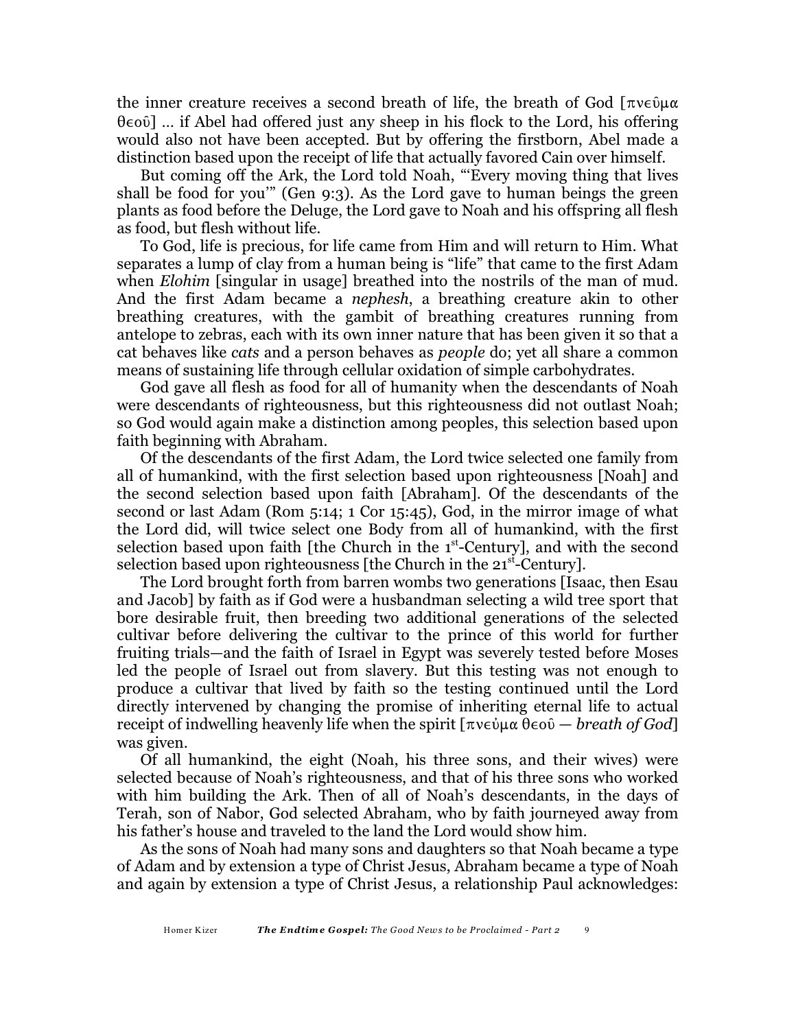the inner creature receives a second breath of life, the breath of God [πνεῦμα θεοῦ] … if Abel had offered just any sheep in his flock to the Lord, his offering would also not have been accepted. But by offering the firstborn, Abel made a distinction based upon the receipt of life that actually favored Cain over himself.

But coming off the Ark, the Lord told Noah, "'Every moving thing that lives shall be food for you'" (Gen 9:3). As the Lord gave to human beings the green plants as food before the Deluge, the Lord gave to Noah and his offspring all flesh as food, but flesh without life.

To God, life is precious, for life came from Him and will return to Him. What separates a lump of clay from a human being is "life" that came to the first Adam when *Elohim* [singular in usage] breathed into the nostrils of the man of mud. And the first Adam became a *nephesh*, a breathing creature akin to other breathing creatures, with the gambit of breathing creatures running from antelope to zebras, each with its own inner nature that has been given it so that a cat behaves like *cats* and a person behaves as *people* do; yet all share a common means of sustaining life through cellular oxidation of simple carbohydrates.

God gave all flesh as food for all of humanity when the descendants of Noah were descendants of righteousness, but this righteousness did not outlast Noah; so God would again make a distinction among peoples, this selection based upon faith beginning with Abraham.

Of the descendants of the first Adam, the Lord twice selected one family from all of humankind, with the first selection based upon righteousness [Noah] and the second selection based upon faith [Abraham]. Of the descendants of the second or last Adam (Rom 5:14; 1 Cor 15:45), God, in the mirror image of what the Lord did, will twice select one Body from all of humankind, with the first selection based upon faith [the Church in the 1st-Century], and with the second selection based upon righteousness [the Church in the 21st-Century].

The Lord brought forth from barren wombs two generations [Isaac, then Esau and Jacob] by faith as if God were a husbandman selecting a wild tree sport that bore desirable fruit, then breeding two additional generations of the selected cultivar before delivering the cultivar to the prince of this world for further fruiting trials—and the faith of Israel in Egypt was severely tested before Moses led the people of Israel out from slavery. But this testing was not enough to produce a cultivar that lived by faith so the testing continued until the Lord directly intervened by changing the promise of inheriting eternal life to actual receipt of indwelling heavenly life when the spirit [πνεὐμα θεοῦ — *breath of God*] was given.

Of all humankind, the eight (Noah, his three sons, and their wives) were selected because of Noah's righteousness, and that of his three sons who worked with him building the Ark. Then of all of Noah's descendants, in the days of Terah, son of Nabor, God selected Abraham, who by faith journeyed away from his father's house and traveled to the land the Lord would show him.

As the sons of Noah had many sons and daughters so that Noah became a type of Adam and by extension a type of Christ Jesus, Abraham became a type of Noah and again by extension a type of Christ Jesus, a relationship Paul acknowledges: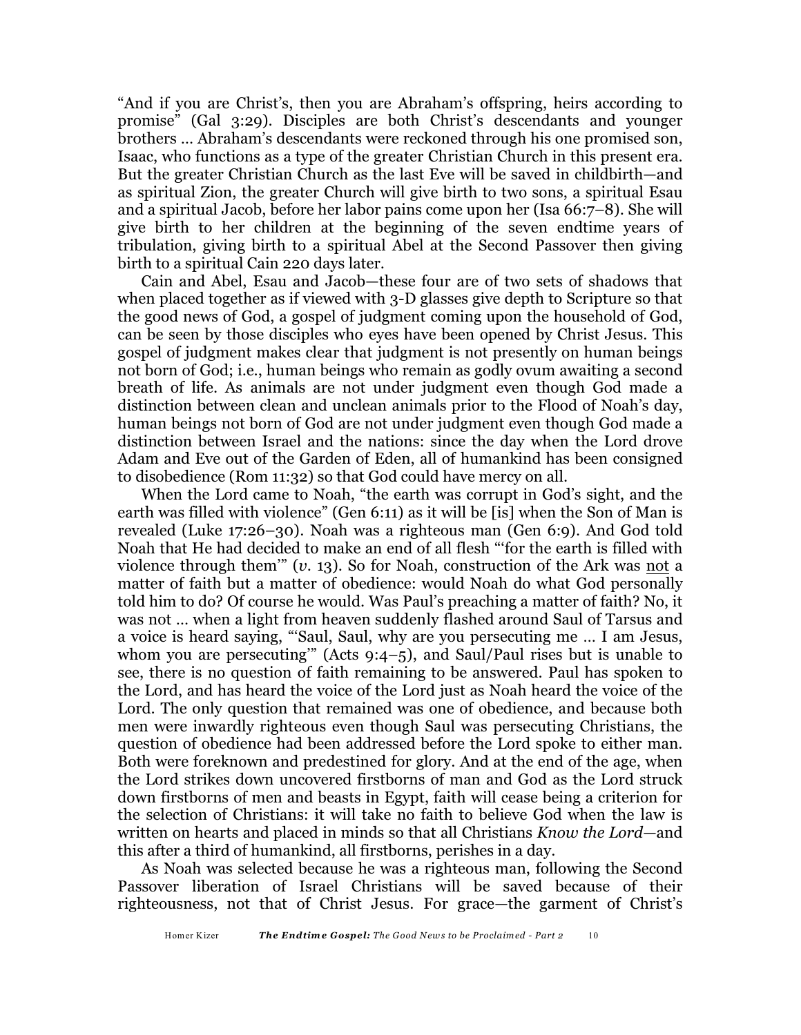"And if you are Christ's, then you are Abraham's offspring, heirs according to promise" (Gal 3:29). Disciples are both Christ's descendants and younger brothers … Abraham's descendants were reckoned through his one promised son, Isaac, who functions as a type of the greater Christian Church in this present era. But the greater Christian Church as the last Eve will be saved in childbirth—and as spiritual Zion, the greater Church will give birth to two sons, a spiritual Esau and a spiritual Jacob, before her labor pains come upon her (Isa 66:7–8). She will give birth to her children at the beginning of the seven endtime years of tribulation, giving birth to a spiritual Abel at the Second Passover then giving birth to a spiritual Cain 220 days later.

Cain and Abel, Esau and Jacob—these four are of two sets of shadows that when placed together as if viewed with 3-D glasses give depth to Scripture so that the good news of God, a gospel of judgment coming upon the household of God, can be seen by those disciples who eyes have been opened by Christ Jesus. This gospel of judgment makes clear that judgment is not presently on human beings not born of God; i.e., human beings who remain as godly ovum awaiting a second breath of life. As animals are not under judgment even though God made a distinction between clean and unclean animals prior to the Flood of Noah's day, human beings not born of God are not under judgment even though God made a distinction between Israel and the nations: since the day when the Lord drove Adam and Eve out of the Garden of Eden, all of humankind has been consigned to disobedience (Rom 11:32) so that God could have mercy on all.

When the Lord came to Noah, "the earth was corrupt in God's sight, and the earth was filled with violence" (Gen 6:11) as it will be [is] when the Son of Man is revealed (Luke 17:26–30). Noah was a righteous man (Gen 6:9). And God told Noah that He had decided to make an end of all flesh "'for the earth is filled with violence through them'" (*v.* 13). So for Noah, construction of the Ark was <u>not</u> a matter of faith but a matter of obedience: would Noah do what God personally told him to do? Of course he would. Was Paul's preaching a matter of faith? No, it was not … when a light from heaven suddenly flashed around Saul of Tarsus and a voice is heard saying, "'Saul, Saul, why are you persecuting me … I am Jesus, whom you are persecuting'" (Acts 9:4–5), and Saul/Paul rises but is unable to see, there is no question of faith remaining to be answered. Paul has spoken to the Lord, and has heard the voice of the Lord just as Noah heard the voice of the Lord. The only question that remained was one of obedience, and because both men were inwardly righteous even though Saul was persecuting Christians, the question of obedience had been addressed before the Lord spoke to either man. Both were foreknown and predestined for glory. And at the end of the age, when the Lord strikes down uncovered firstborns of man and God as the Lord struck down firstborns of men and beasts in Egypt, faith will cease being a criterion for the selection of Christians: it will take no faith to believe God when the law is written on hearts and placed in minds so that all Christians *Know the Lord*—and this after a third of humankind, all firstborns, perishes in a day.

As Noah was selected because he was a righteous man, following the Second Passover liberation of Israel Christians will be saved because of their righteousness, not that of Christ Jesus. For grace—the garment of Christ's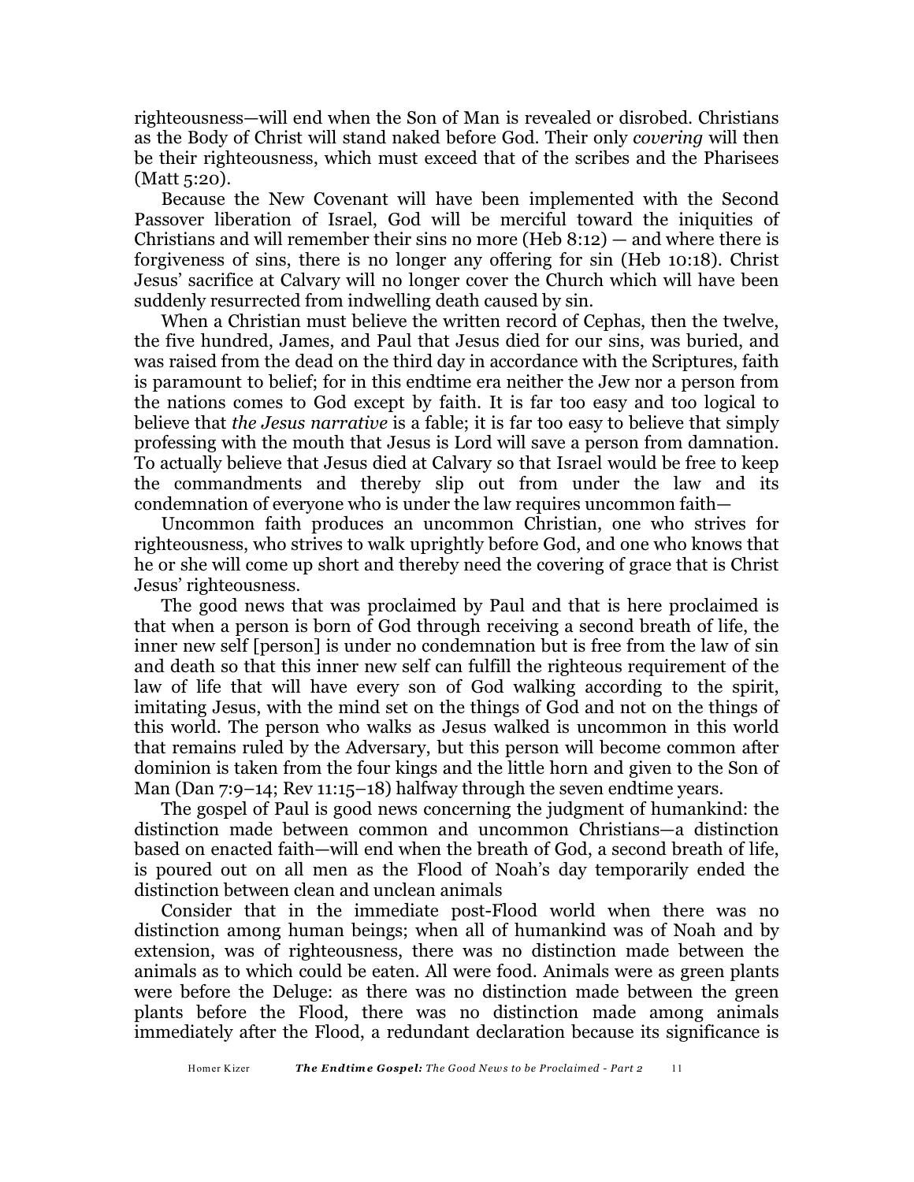righteousness—will end when the Son of Man is revealed or disrobed. Christians as the Body of Christ will stand naked before God. Their only *covering* will then be their righteousness, which must exceed that of the scribes and the Pharisees (Matt 5:20).

Because the New Covenant will have been implemented with the Second Passover liberation of Israel, God will be merciful toward the iniquities of Christians and will remember their sins no more (Heb 8:12) — and where there is forgiveness of sins, there is no longer any offering for sin (Heb 10:18). Christ Jesus' sacrifice at Calvary will no longer cover the Church which will have been suddenly resurrected from indwelling death caused by sin.

When a Christian must believe the written record of Cephas, then the twelve, the five hundred, James, and Paul that Jesus died for our sins, was buried, and was raised from the dead on the third day in accordance with the Scriptures, faith is paramount to belief; for in this endtime era neither the Jew nor a person from the nations comes to God except by faith. It is far too easy and too logical to believe that *the Jesus narrative* is a fable; it is far too easy to believe that simply professing with the mouth that Jesus is Lord will save a person from damnation. To actually believe that Jesus died at Calvary so that Israel would be free to keep the commandments and thereby slip out from under the law and its condemnation of everyone who is under the law requires uncommon faith—

Uncommon faith produces an uncommon Christian, one who strives for righteousness, who strives to walk uprightly before God, and one who knows that he or she will come up short and thereby need the covering of grace that is Christ Jesus' righteousness.

The good news that was proclaimed by Paul and that is here proclaimed is that when a person is born of God through receiving a second breath of life, the inner new self [person] is under no condemnation but is free from the law of sin and death so that this inner new self can fulfill the righteous requirement of the law of life that will have every son of God walking according to the spirit, imitating Jesus, with the mind set on the things of God and not on the things of this world. The person who walks as Jesus walked is uncommon in this world that remains ruled by the Adversary, but this person will become common after dominion is taken from the four kings and the little horn and given to the Son of Man (Dan 7:9–14; Rev 11:15–18) halfway through the seven endtime years.

The gospel of Paul is good news concerning the judgment of humankind: the distinction made between common and uncommon Christians—a distinction based on enacted faith—will end when the breath of God, a second breath of life, is poured out on all men as the Flood of Noah's day temporarily ended the distinction between clean and unclean animals

Consider that in the immediate post-Flood world when there was no distinction among human beings; when all of humankind was of Noah and by extension, was of righteousness, there was no distinction made between the animals as to which could be eaten. All were food. Animals were as green plants were before the Deluge: as there was no distinction made between the green plants before the Flood, there was no distinction made among animals immediately after the Flood, a redundant declaration because its significance is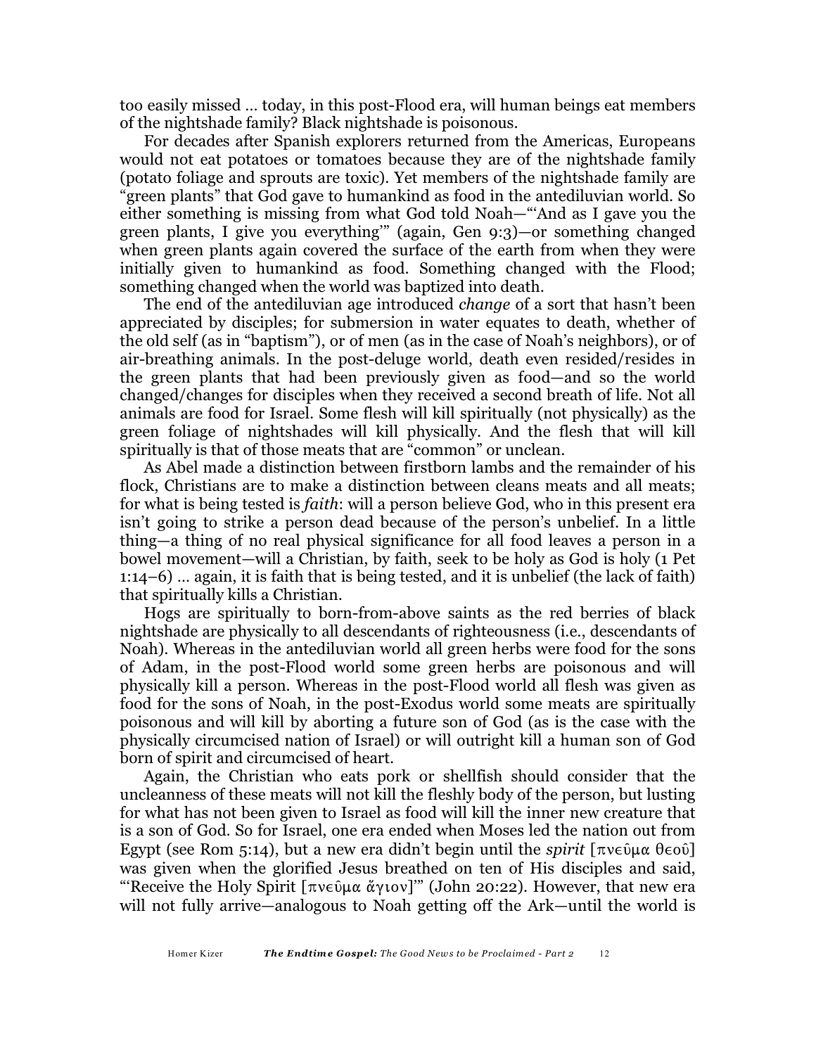too easily missed … today, in this post-Flood era, will human beings eat members of the nightshade family? Black nightshade is poisonous.

For decades after Spanish explorers returned from the Americas, Europeans would not eat potatoes or tomatoes because they are of the nightshade family (potato foliage and sprouts are toxic). Yet members of the nightshade family are "green plants" that God gave to humankind as food in the antediluvian world. So either something is missing from what God told Noah—"'And as I gave you the green plants, I give you everything'" (again, Gen 9:3)—or something changed when green plants again covered the surface of the earth from when they were initially given to humankind as food. Something changed with the Flood; something changed when the world was baptized into death.

The end of the antediluvian age introduced *change* of a sort that hasn't been appreciated by disciples; for submersion in water equates to death, whether of the old self (as in "baptism"), or of men (as in the case of Noah's neighbors), or of air-breathing animals. In the post-deluge world, death even resided/resides in the green plants that had been previously given as food—and so the world changed/changes for disciples when they received a second breath of life. Not all animals are food for Israel. Some flesh will kill spiritually (not physically) as the green foliage of nightshades will kill physically. And the flesh that will kill spiritually is that of those meats that are "common" or unclean.

As Abel made a distinction between firstborn lambs and the remainder of his flock, Christians are to make a distinction between cleans meats and all meats; for what is being tested is *faith*: will a person believe God, who in this present era isn't going to strike a person dead because of the person's unbelief. In a little thing—a thing of no real physical significance for all food leaves a person in a bowel movement—will a Christian, by faith, seek to be holy as God is holy (1 Pet 1:14–6) … again, it is faith that is being tested, and it is unbelief (the lack of faith) that spiritually kills a Christian.

Hogs are spiritually to born-from-above saints as the red berries of black nightshade are physically to all descendants of righteousness (i.e., descendants of Noah). Whereas in the antediluvian world all green herbs were food for the sons of Adam, in the post-Flood world some green herbs are poisonous and will physically kill a person. Whereas in the post-Flood world all flesh was given as food for the sons of Noah, in the post-Exodus world some meats are spiritually poisonous and will kill by aborting a future son of God (as is the case with the physically circumcised nation of Israel) or will outright kill a human son of God born of spirit and circumcised of heart.

Again, the Christian who eats pork or shellfish should consider that the uncleanness of these meats will not kill the fleshly body of the person, but lusting for what has not been given to Israel as food will kill the inner new creature that is a son of God. So for Israel, one era ended when Moses led the nation out from Egypt (see Rom 5:14), but a new era didn't begin until the *spirit* [πνεῦμα θεοῦ] was given when the glorified Jesus breathed on ten of His disciples and said, "'Receive the Holy Spirit [πνεῦμα ἅγιον]'" (John 20:22). However, that new era will not fully arrive—analogous to Noah getting off the Ark—until the world is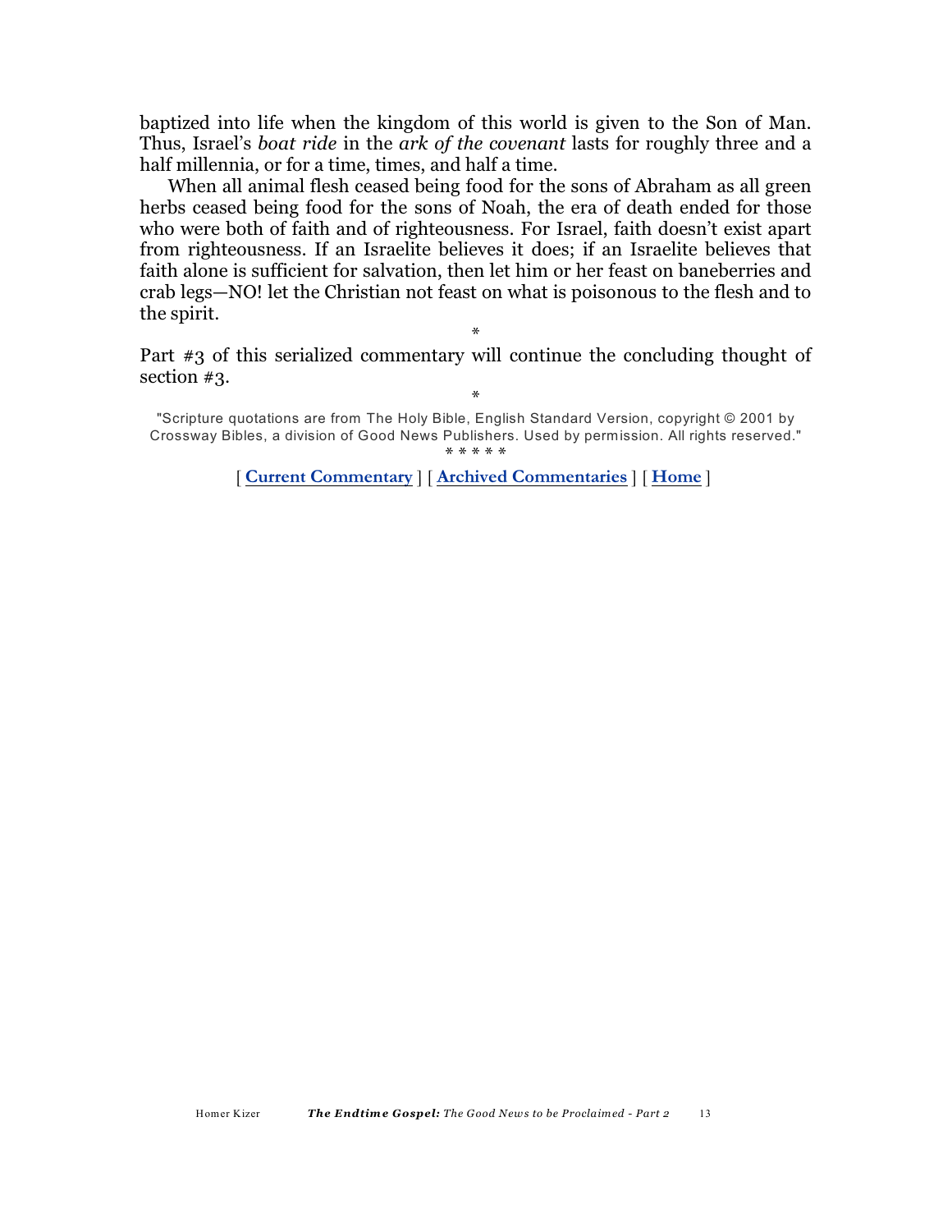baptized into life when the kingdom of this world is given to the Son of Man. Thus, Israel's *boat ride* in the *ark of the covenant* lasts for roughly three and a half millennia, or for a time, times, and half a time.

When all animal flesh ceased being food for the sons of Abraham as all green herbs ceased being food for the sons of Noah, the era of death ended for those who were both of faith and of righteousness. For Israel, faith doesn't exist apart from righteousness. If an Israelite believes it does; if an Israelite believes that faith alone is sufficient for salvation, then let him or her feast on baneberries and crab legs—NO! let the Christian not feast on what is poisonous to the flesh and to the spirit.

*

Part #3 of this serialized commentary will continue the concluding thought of section #3.

*

"Scripture quotations are from The Holy Bible, English Standard Version, copyright © 2001 by Crossway Bibles, a division of Good News Publishers. Used by permission. All rights reserved."

* * * * *

[ **Current Commentary** ] [ **Archived Commentaries** ] [ **Home** ]